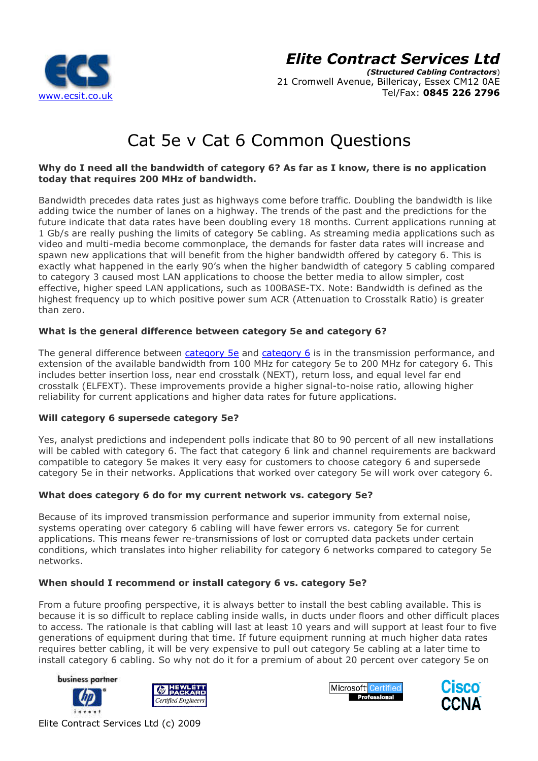ECS
www.ecsit.co.uk

**Elite Contract Services Ltd**

***(Structured Cabling Contractors)***
21 Cromwell Avenue, Billericay, Essex CM12 0AE
Tel/Fax: **0845 226 2796**

# Cat 5e v Cat 6 Common Questions

**Why do I need all the bandwidth of category 6? As far as I know, there is no application today that requires 200 MHz of bandwidth.**

Bandwidth precedes data rates just as highways come before traffic. Doubling the bandwidth is like adding twice the number of lanes on a highway. The trends of the past and the predictions for the future indicate that data rates have been doubling every 18 months. Current applications running at 1 Gb/s are really pushing the limits of category 5e cabling. As streaming media applications such as video and multi-media become commonplace, the demands for faster data rates will increase and spawn new applications that will benefit from the higher bandwidth offered by category 6. This is exactly what happened in the early 90's when the higher bandwidth of category 5 cabling compared to category 3 caused most LAN applications to choose the better media to allow simpler, cost effective, higher speed LAN applications, such as 100BASE-TX. Note: Bandwidth is defined as the highest frequency up to which positive power sum ACR (Attenuation to Crosstalk Ratio) is greater than zero.

**What is the general difference between category 5e and category 6?**

The general difference between category 5e and category 6 is in the transmission performance, and extension of the available bandwidth from 100 MHz for category 5e to 200 MHz for category 6. This includes better insertion loss, near end crosstalk (NEXT), return loss, and equal level far end crosstalk (ELFEXT). These improvements provide a higher signal-to-noise ratio, allowing higher reliability for current applications and higher data rates for future applications.

**Will category 6 supersede category 5e?**

Yes, analyst predictions and independent polls indicate that 80 to 90 percent of all new installations will be cabled with category 6. The fact that category 6 link and channel requirements are backward compatible to category 5e makes it very easy for customers to choose category 6 and supersede category 5e in their networks. Applications that worked over category 5e will work over category 6.

**What does category 6 do for my current network vs. category 5e?**

Because of its improved transmission performance and superior immunity from external noise, systems operating over category 6 cabling will have fewer errors vs. category 5e for current applications. This means fewer re-transmissions of lost or corrupted data packets under certain conditions, which translates into higher reliability for category 6 networks compared to category 5e networks.

**When should I recommend or install category 6 vs. category 5e?**

From a future proofing perspective, it is always better to install the best cabling available. This is because it is so difficult to replace cabling inside walls, in ducts under floors and other difficult places to access. The rationale is that cabling will last at least 10 years and will support at least four to five generations of equipment during that time. If future equipment running at much higher data rates requires better cabling, it will be very expensive to pull out category 5e cabling at a later time to install category 6 cabling. So why not do it for a premium of about 20 percent over category 5e on

business partner hp invent | HEWLETT PACKARD Certified Engineers | Microsoft Certified Professional | Cisco CCNA

Elite Contract Services Ltd (c) 2009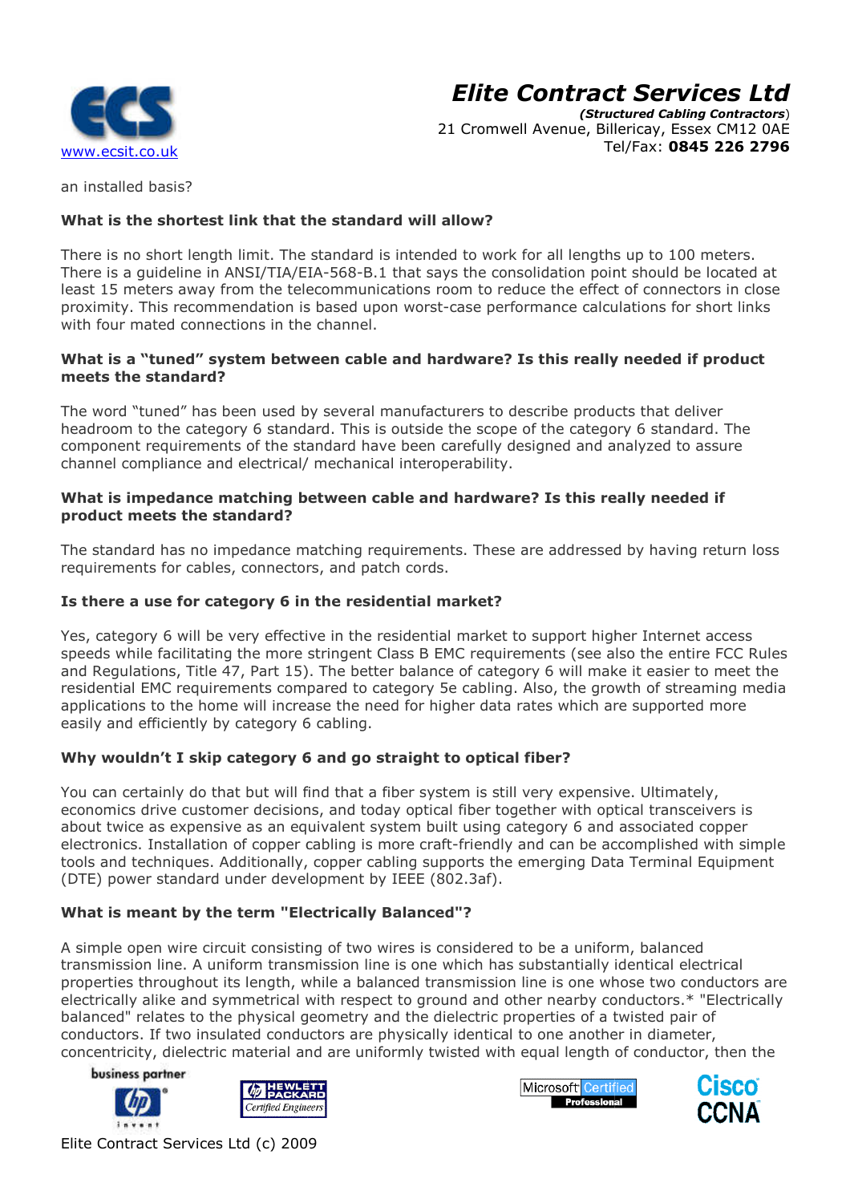an installed basis?

**What is the shortest link that the standard will allow?**

There is no short length limit. The standard is intended to work for all lengths up to 100 meters. There is a guideline in ANSI/TIA/EIA-568-B.1 that says the consolidation point should be located at least 15 meters away from the telecommunications room to reduce the effect of connectors in close proximity. This recommendation is based upon worst-case performance calculations for short links with four mated connections in the channel.

**What is a "tuned" system between cable and hardware? Is this really needed if product meets the standard?**

The word "tuned" has been used by several manufacturers to describe products that deliver headroom to the category 6 standard. This is outside the scope of the category 6 standard. The component requirements of the standard have been carefully designed and analyzed to assure channel compliance and electrical/ mechanical interoperability.

**What is impedance matching between cable and hardware? Is this really needed if product meets the standard?**

The standard has no impedance matching requirements. These are addressed by having return loss requirements for cables, connectors, and patch cords.

**Is there a use for category 6 in the residential market?**

Yes, category 6 will be very effective in the residential market to support higher Internet access speeds while facilitating the more stringent Class B EMC requirements (see also the entire FCC Rules and Regulations, Title 47, Part 15). The better balance of category 6 will make it easier to meet the residential EMC requirements compared to category 5e cabling. Also, the growth of streaming media applications to the home will increase the need for higher data rates which are supported more easily and efficiently by category 6 cabling.

**Why wouldn't I skip category 6 and go straight to optical fiber?**

You can certainly do that but will find that a fiber system is still very expensive. Ultimately, economics drive customer decisions, and today optical fiber together with optical transceivers is about twice as expensive as an equivalent system built using category 6 and associated copper electronics. Installation of copper cabling is more craft-friendly and can be accomplished with simple tools and techniques. Additionally, copper cabling supports the emerging Data Terminal Equipment (DTE) power standard under development by IEEE (802.3af).

**What is meant by the term "Electrically Balanced"?**

A simple open wire circuit consisting of two wires is considered to be a uniform, balanced transmission line. A uniform transmission line is one which has substantially identical electrical properties throughout its length, while a balanced transmission line is one whose two conductors are electrically alike and symmetrical with respect to ground and other nearby conductors.* "Electrically balanced" relates to the physical geometry and the dielectric properties of a twisted pair of conductors. If two insulated conductors are physically identical to one another in diameter, concentricity, dielectric material and are uniformly twisted with equal length of conductor, then the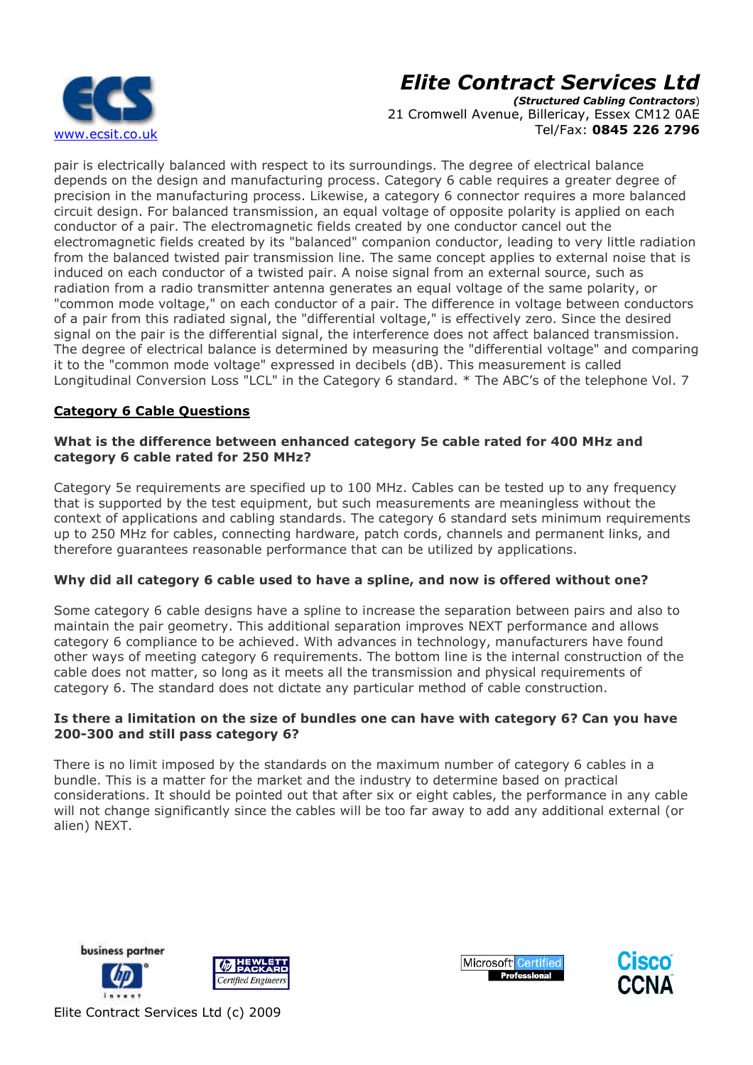pair is electrically balanced with respect to its surroundings. The degree of electrical balance depends on the design and manufacturing process. Category 6 cable requires a greater degree of precision in the manufacturing process. Likewise, a category 6 connector requires a more balanced circuit design. For balanced transmission, an equal voltage of opposite polarity is applied on each conductor of a pair. The electromagnetic fields created by one conductor cancel out the electromagnetic fields created by its "balanced" companion conductor, leading to very little radiation from the balanced twisted pair transmission line. The same concept applies to external noise that is induced on each conductor of a twisted pair. A noise signal from an external source, such as radiation from a radio transmitter antenna generates an equal voltage of the same polarity, or "common mode voltage," on each conductor of a pair. The difference in voltage between conductors of a pair from this radiated signal, the "differential voltage," is effectively zero. Since the desired signal on the pair is the differential signal, the interference does not affect balanced transmission. The degree of electrical balance is determined by measuring the "differential voltage" and comparing it to the "common mode voltage" expressed in decibels (dB). This measurement is called Longitudinal Conversion Loss "LCL" in the Category 6 standard. * The ABC's of the telephone Vol. 7

## Category 6 Cable Questions

**What is the difference between enhanced category 5e cable rated for 400 MHz and category 6 cable rated for 250 MHz?**

Category 5e requirements are specified up to 100 MHz. Cables can be tested up to any frequency that is supported by the test equipment, but such measurements are meaningless without the context of applications and cabling standards. The category 6 standard sets minimum requirements up to 250 MHz for cables, connecting hardware, patch cords, channels and permanent links, and therefore guarantees reasonable performance that can be utilized by applications.

**Why did all category 6 cable used to have a spline, and now is offered without one?**

Some category 6 cable designs have a spline to increase the separation between pairs and also to maintain the pair geometry. This additional separation improves NEXT performance and allows category 6 compliance to be achieved. With advances in technology, manufacturers have found other ways of meeting category 6 requirements. The bottom line is the internal construction of the cable does not matter, so long as it meets all the transmission and physical requirements of category 6. The standard does not dictate any particular method of cable construction.

**Is there a limitation on the size of bundles one can have with category 6? Can you have 200-300 and still pass category 6?**

There is no limit imposed by the standards on the maximum number of category 6 cables in a bundle. This is a matter for the market and the industry to determine based on practical considerations. It should be pointed out that after six or eight cables, the performance in any cable will not change significantly since the cables will be too far away to add any additional external (or alien) NEXT.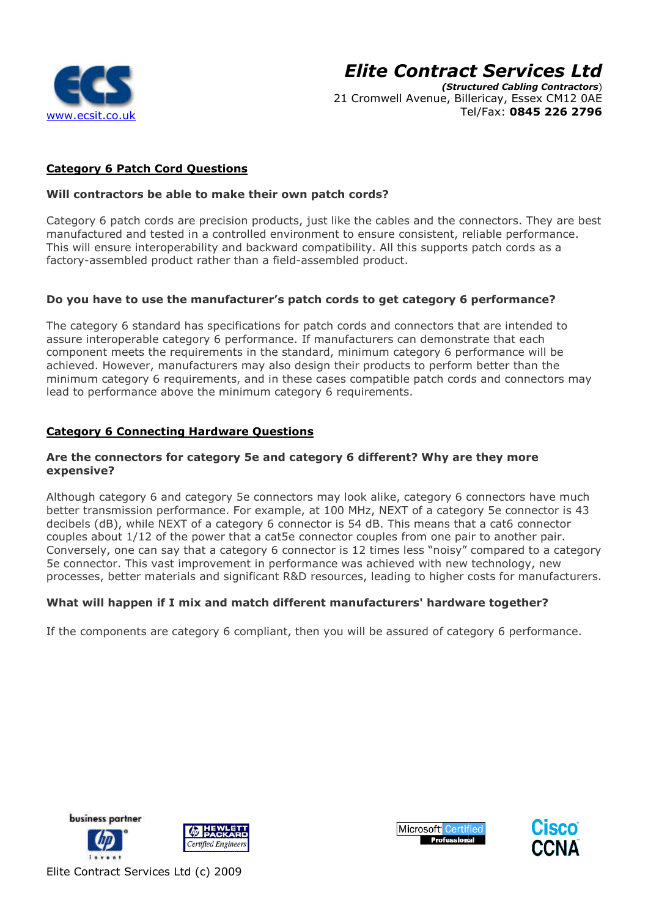# Elite Contract Services Ltd

***(Structured Cabling Contractors)***
21 Cromwell Avenue, Billericay, Essex CM12 0AE
Tel/Fax: **0845 226 2796**

www.ecsit.co.uk

## Category 6 Patch Cord Questions

### Will contractors be able to make their own patch cords?

Category 6 patch cords are precision products, just like the cables and the connectors. They are best manufactured and tested in a controlled environment to ensure consistent, reliable performance. This will ensure interoperability and backward compatibility. All this supports patch cords as a factory-assembled product rather than a field-assembled product.

### Do you have to use the manufacturer's patch cords to get category 6 performance?

The category 6 standard has specifications for patch cords and connectors that are intended to assure interoperable category 6 performance. If manufacturers can demonstrate that each component meets the requirements in the standard, minimum category 6 performance will be achieved. However, manufacturers may also design their products to perform better than the minimum category 6 requirements, and in these cases compatible patch cords and connectors may lead to performance above the minimum category 6 requirements.

## Category 6 Connecting Hardware Questions

### Are the connectors for category 5e and category 6 different? Why are they more expensive?

Although category 6 and category 5e connectors may look alike, category 6 connectors have much better transmission performance. For example, at 100 MHz, NEXT of a category 5e connector is 43 decibels (dB), while NEXT of a category 6 connector is 54 dB. This means that a cat6 connector couples about 1/12 of the power that a cat5e connector couples from one pair to another pair. Conversely, one can say that a category 6 connector is 12 times less "noisy" compared to a category 5e connector. This vast improvement in performance was achieved with new technology, new processes, better materials and significant R&D resources, leading to higher costs for manufacturers.

### What will happen if I mix and match different manufacturers' hardware together?

If the components are category 6 compliant, then you will be assured of category 6 performance.

Elite Contract Services Ltd (c) 2009